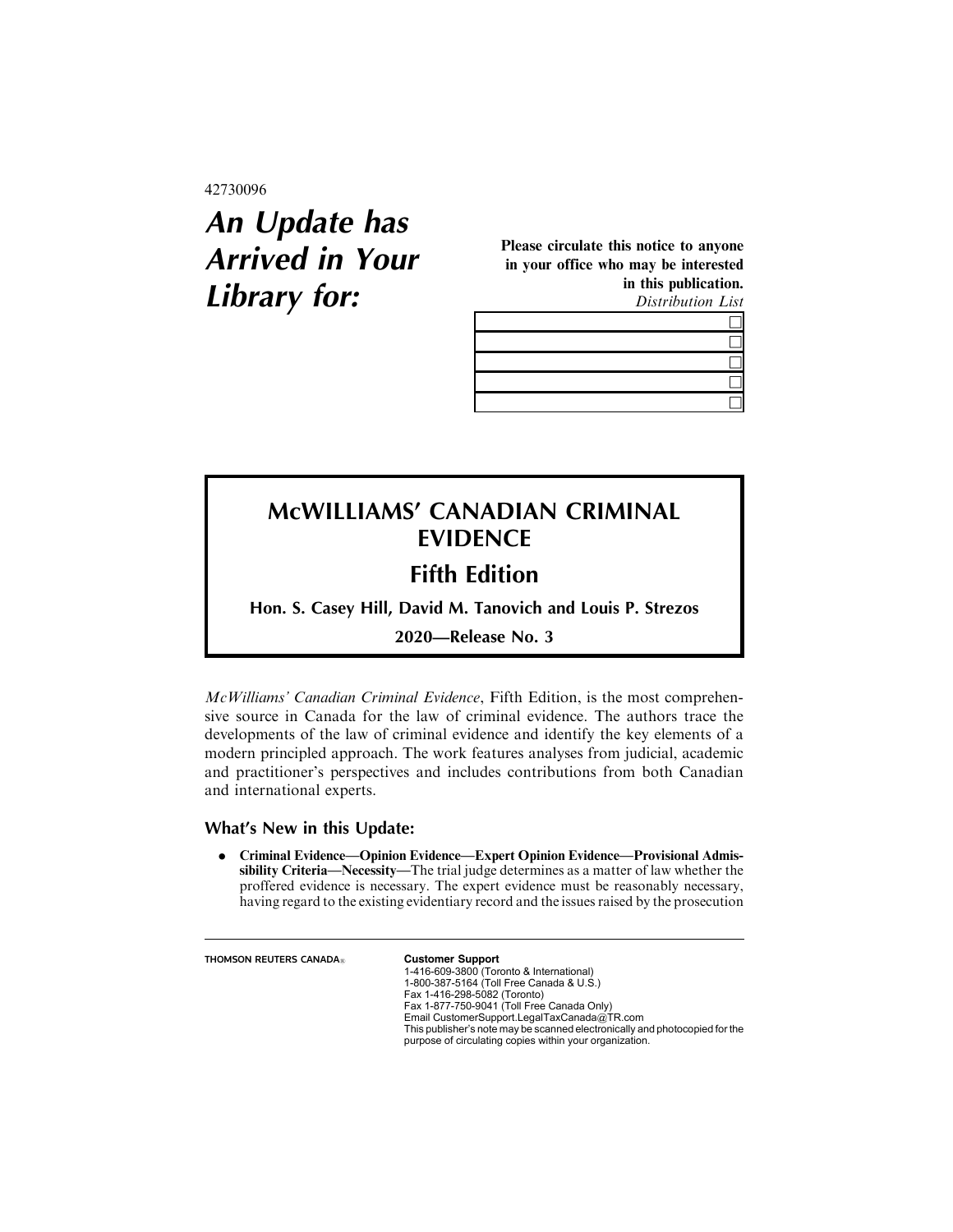42730096

# *An Update has Arrived in Your Library for:*

**Please circulate this notice to anyone in your office who may be interested in this publication.**

*Distribution List*

| |
|---|
| ☐ |
| ☐ |
| ☐ |
| ☐ |
| ☐ |

## McWILLIAMS' CANADIAN CRIMINAL EVIDENCE

### Fifth Edition

**Hon. S. Casey Hill, David M. Tanovich and Louis P. Strezos**

**2020—Release No. 3**

*McWilliams' Canadian Criminal Evidence*, Fifth Edition, is the most comprehensive source in Canada for the law of criminal evidence. The authors trace the developments of the law of criminal evidence and identify the key elements of a modern principled approach. The work features analyses from judicial, academic and practitioner's perspectives and includes contributions from both Canadian and international experts.

### What's New in this Update:

- **Criminal Evidence—Opinion Evidence—Expert Opinion Evidence—Provisional Admissibility Criteria—Necessity—**The trial judge determines as a matter of law whether the proffered evidence is necessary. The expert evidence must be reasonably necessary, having regard to the existing evidentiary record and the issues raised by the prosecution

THOMSON REUTERS CANADA®

**Customer Support**
1-416-609-3800 (Toronto & International)
1-800-387-5164 (Toll Free Canada & U.S.)
Fax 1-416-298-5082 (Toronto)
Fax 1-877-750-9041 (Toll Free Canada Only)
Email CustomerSupport.LegalTaxCanada@TR.com
This publisher's note may be scanned electronically and photocopied for the purpose of circulating copies within your organization.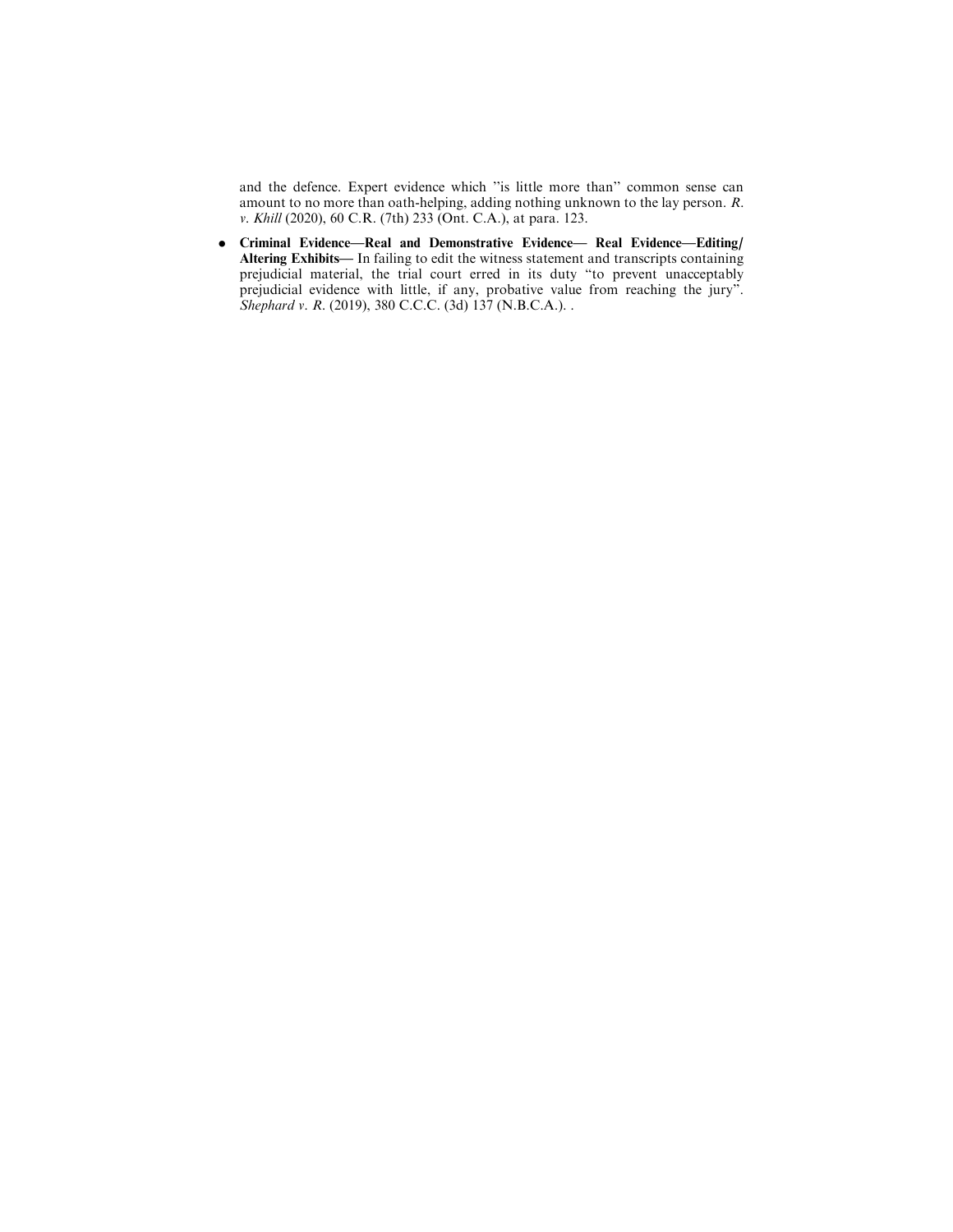and the defence. Expert evidence which "is little more than" common sense can amount to no more than oath-helping, adding nothing unknown to the lay person. *R. v. Khill* (2020), 60 C.R. (7th) 233 (Ont. C.A.), at para. 123.

- **Criminal Evidence—Real and Demonstrative Evidence— Real Evidence—Editing/ Altering Exhibits—** In failing to edit the witness statement and transcripts containing prejudicial material, the trial court erred in its duty "to prevent unacceptably prejudicial evidence with little, if any, probative value from reaching the jury". *Shephard v. R.* (2019), 380 C.C.C. (3d) 137 (N.B.C.A.). .